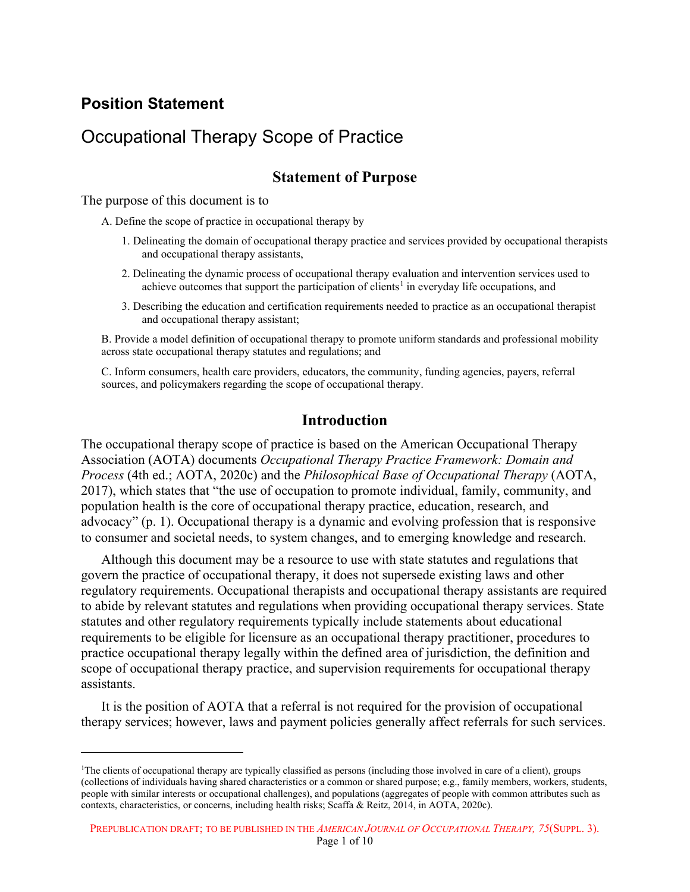## Position Statement

# Occupational Therapy Scope of Practice

## Statement of Purpose

The purpose of this document is to

A. Define the scope of practice in occupational therapy by

1. Delineating the domain of occupational therapy practice and services provided by occupational therapists and occupational therapy assistants,
2. Delineating the dynamic process of occupational therapy evaluation and intervention services used to achieve outcomes that support the participation of clients[1] in everyday life occupations, and
3. Describing the education and certification requirements needed to practice as an occupational therapist and occupational therapy assistant;

B. Provide a model definition of occupational therapy to promote uniform standards and professional mobility across state occupational therapy statutes and regulations; and

C. Inform consumers, health care providers, educators, the community, funding agencies, payers, referral sources, and policymakers regarding the scope of occupational therapy.

## Introduction

The occupational therapy scope of practice is based on the American Occupational Therapy Association (AOTA) documents *Occupational Therapy Practice Framework: Domain and Process* (4th ed.; AOTA, 2020c) and the *Philosophical Base of Occupational Therapy* (AOTA, 2017), which states that "the use of occupation to promote individual, family, community, and population health is the core of occupational therapy practice, education, research, and advocacy" (p. 1). Occupational therapy is a dynamic and evolving profession that is responsive to consumer and societal needs, to system changes, and to emerging knowledge and research.

Although this document may be a resource to use with state statutes and regulations that govern the practice of occupational therapy, it does not supersede existing laws and other regulatory requirements. Occupational therapists and occupational therapy assistants are required to abide by relevant statutes and regulations when providing occupational therapy services. State statutes and other regulatory requirements typically include statements about educational requirements to be eligible for licensure as an occupational therapy practitioner, procedures to practice occupational therapy legally within the defined area of jurisdiction, the definition and scope of occupational therapy practice, and supervision requirements for occupational therapy assistants.

It is the position of AOTA that a referral is not required for the provision of occupational therapy services; however, laws and payment policies generally affect referrals for such services.

---

[1]The clients of occupational therapy are typically classified as persons (including those involved in care of a client), groups (collections of individuals having shared characteristics or a common or shared purpose; e.g., family members, workers, students, people with similar interests or occupational challenges), and populations (aggregates of people with common attributes such as contexts, characteristics, or concerns, including health risks; Scaffa & Reitz, 2014, in AOTA, 2020c).

PREPUBLICATION DRAFT; TO BE PUBLISHED IN THE *AMERICAN JOURNAL OF OCCUPATIONAL THERAPY, 75*(SUPPL. 3).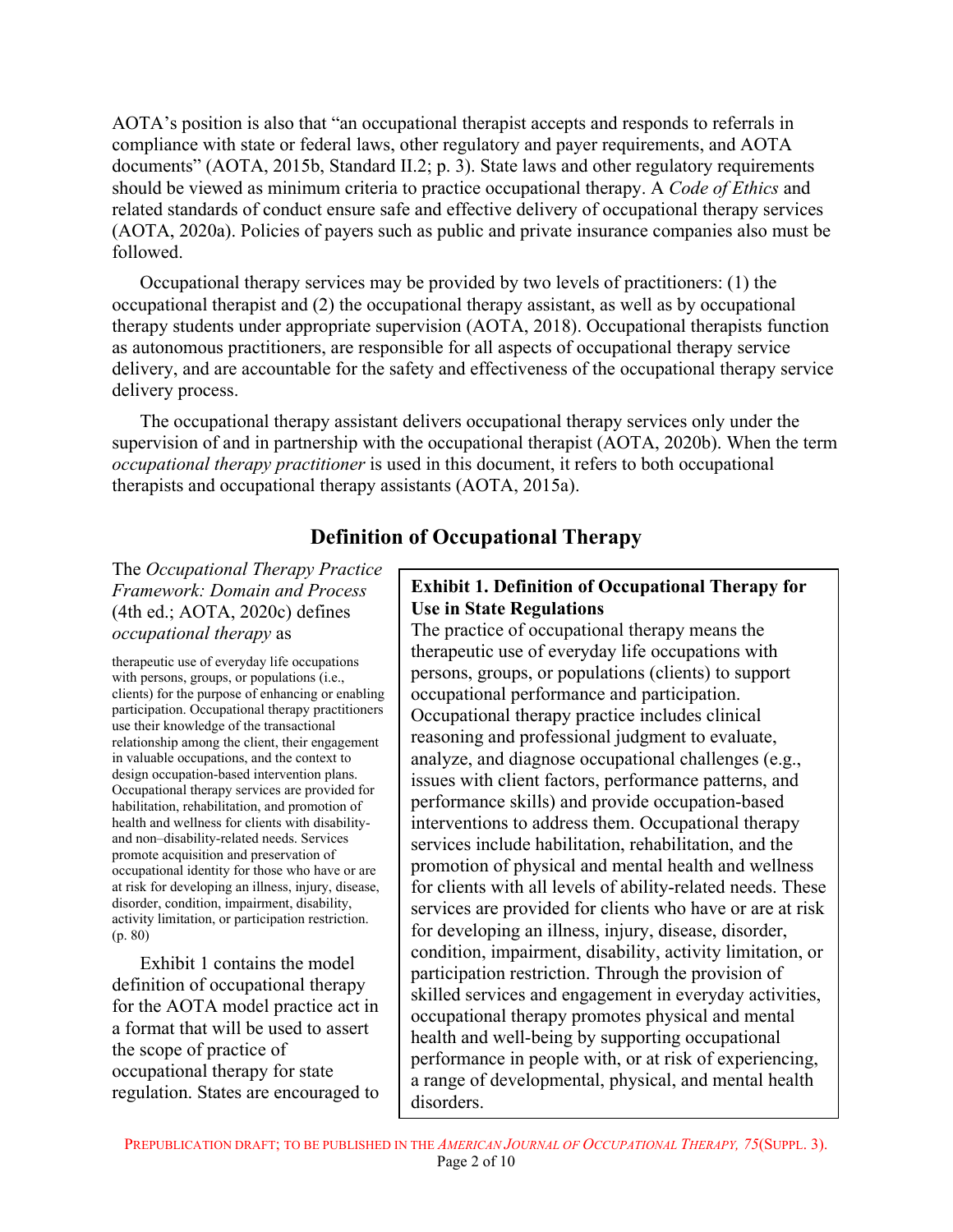AOTA's position is also that "an occupational therapist accepts and responds to referrals in compliance with state or federal laws, other regulatory and payer requirements, and AOTA documents" (AOTA, 2015b, Standard II.2; p. 3). State laws and other regulatory requirements should be viewed as minimum criteria to practice occupational therapy. A *Code of Ethics* and related standards of conduct ensure safe and effective delivery of occupational therapy services (AOTA, 2020a). Policies of payers such as public and private insurance companies also must be followed.

Occupational therapy services may be provided by two levels of practitioners: (1) the occupational therapist and (2) the occupational therapy assistant, as well as by occupational therapy students under appropriate supervision (AOTA, 2018). Occupational therapists function as autonomous practitioners, are responsible for all aspects of occupational therapy service delivery, and are accountable for the safety and effectiveness of the occupational therapy service delivery process.

The occupational therapy assistant delivers occupational therapy services only under the supervision of and in partnership with the occupational therapist (AOTA, 2020b). When the term *occupational therapy practitioner* is used in this document, it refers to both occupational therapists and occupational therapy assistants (AOTA, 2015a).

## Definition of Occupational Therapy

The *Occupational Therapy Practice Framework: Domain and Process* (4th ed.; AOTA, 2020c) defines *occupational therapy* as

> therapeutic use of everyday life occupations with persons, groups, or populations (i.e., clients) for the purpose of enhancing or enabling participation. Occupational therapy practitioners use their knowledge of the transactional relationship among the client, their engagement in valuable occupations, and the context to design occupation-based intervention plans. Occupational therapy services are provided for habilitation, rehabilitation, and promotion of health and wellness for clients with disability- and non–disability-related needs. Services promote acquisition and preservation of occupational identity for those who have or are at risk for developing an illness, injury, disease, disorder, condition, impairment, disability, activity limitation, or participation restriction. (p. 80)

Exhibit 1 contains the model definition of occupational therapy for the AOTA model practice act in a format that will be used to assert the scope of practice of occupational therapy for state regulation. States are encouraged to

**Exhibit 1. Definition of Occupational Therapy for Use in State Regulations**

The practice of occupational therapy means the therapeutic use of everyday life occupations with persons, groups, or populations (clients) to support occupational performance and participation. Occupational therapy practice includes clinical reasoning and professional judgment to evaluate, analyze, and diagnose occupational challenges (e.g., issues with client factors, performance patterns, and performance skills) and provide occupation-based interventions to address them. Occupational therapy services include habilitation, rehabilitation, and the promotion of physical and mental health and wellness for clients with all levels of ability-related needs. These services are provided for clients who have or are at risk for developing an illness, injury, disease, disorder, condition, impairment, disability, activity limitation, or participation restriction. Through the provision of skilled services and engagement in everyday activities, occupational therapy promotes physical and mental health and well-being by supporting occupational performance in people with, or at risk of experiencing, a range of developmental, physical, and mental health disorders.

PREPUBLICATION DRAFT; TO BE PUBLISHED IN THE *AMERICAN JOURNAL OF OCCUPATIONAL THERAPY, 75*(SUPPL. 3).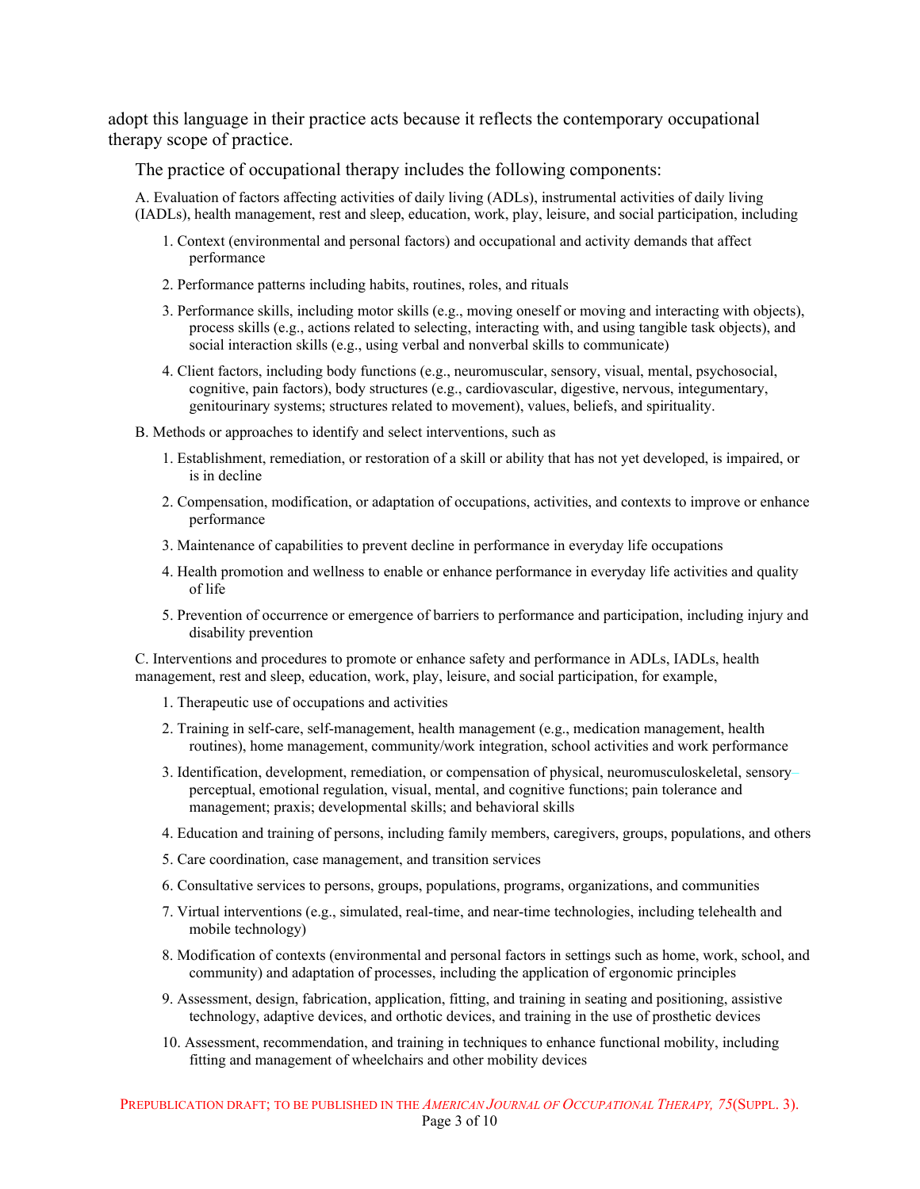adopt this language in their practice acts because it reflects the contemporary occupational therapy scope of practice.

The practice of occupational therapy includes the following components:

A. Evaluation of factors affecting activities of daily living (ADLs), instrumental activities of daily living (IADLs), health management, rest and sleep, education, work, play, leisure, and social participation, including

1. Context (environmental and personal factors) and occupational and activity demands that affect performance
2. Performance patterns including habits, routines, roles, and rituals
3. Performance skills, including motor skills (e.g., moving oneself or moving and interacting with objects), process skills (e.g., actions related to selecting, interacting with, and using tangible task objects), and social interaction skills (e.g., using verbal and nonverbal skills to communicate)
4. Client factors, including body functions (e.g., neuromuscular, sensory, visual, mental, psychosocial, cognitive, pain factors), body structures (e.g., cardiovascular, digestive, nervous, integumentary, genitourinary systems; structures related to movement), values, beliefs, and spirituality.

B. Methods or approaches to identify and select interventions, such as

1. Establishment, remediation, or restoration of a skill or ability that has not yet developed, is impaired, or is in decline
2. Compensation, modification, or adaptation of occupations, activities, and contexts to improve or enhance performance
3. Maintenance of capabilities to prevent decline in performance in everyday life occupations
4. Health promotion and wellness to enable or enhance performance in everyday life activities and quality of life
5. Prevention of occurrence or emergence of barriers to performance and participation, including injury and disability prevention

C. Interventions and procedures to promote or enhance safety and performance in ADLs, IADLs, health management, rest and sleep, education, work, play, leisure, and social participation, for example,

1. Therapeutic use of occupations and activities
2. Training in self-care, self-management, health management (e.g., medication management, health routines), home management, community/work integration, school activities and work performance
3. Identification, development, remediation, or compensation of physical, neuromusculoskeletal, sensory–perceptual, emotional regulation, visual, mental, and cognitive functions; pain tolerance and management; praxis; developmental skills; and behavioral skills
4. Education and training of persons, including family members, caregivers, groups, populations, and others
5. Care coordination, case management, and transition services
6. Consultative services to persons, groups, populations, programs, organizations, and communities
7. Virtual interventions (e.g., simulated, real-time, and near-time technologies, including telehealth and mobile technology)
8. Modification of contexts (environmental and personal factors in settings such as home, work, school, and community) and adaptation of processes, including the application of ergonomic principles
9. Assessment, design, fabrication, application, fitting, and training in seating and positioning, assistive technology, adaptive devices, and orthotic devices, and training in the use of prosthetic devices
10. Assessment, recommendation, and training in techniques to enhance functional mobility, including fitting and management of wheelchairs and other mobility devices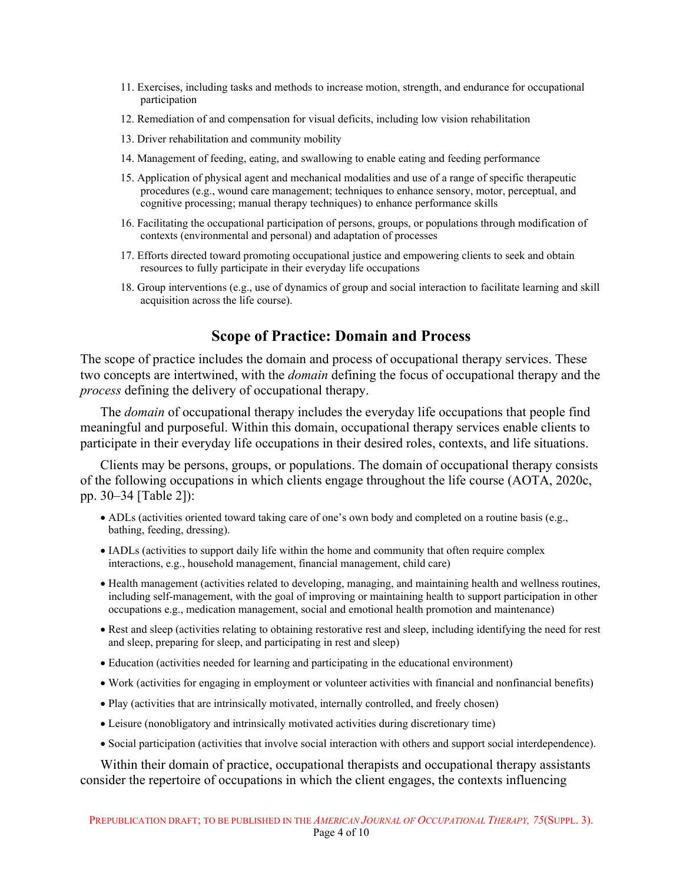11. Exercises, including tasks and methods to increase motion, strength, and endurance for occupational participation
12. Remediation of and compensation for visual deficits, including low vision rehabilitation
13. Driver rehabilitation and community mobility
14. Management of feeding, eating, and swallowing to enable eating and feeding performance
15. Application of physical agent and mechanical modalities and use of a range of specific therapeutic procedures (e.g., wound care management; techniques to enhance sensory, motor, perceptual, and cognitive processing; manual therapy techniques) to enhance performance skills
16. Facilitating the occupational participation of persons, groups, or populations through modification of contexts (environmental and personal) and adaptation of processes
17. Efforts directed toward promoting occupational justice and empowering clients to seek and obtain resources to fully participate in their everyday life occupations
18. Group interventions (e.g., use of dynamics of group and social interaction to facilitate learning and skill acquisition across the life course).

## Scope of Practice: Domain and Process

The scope of practice includes the domain and process of occupational therapy services. These two concepts are intertwined, with the *domain* defining the focus of occupational therapy and the *process* defining the delivery of occupational therapy.

The *domain* of occupational therapy includes the everyday life occupations that people find meaningful and purposeful. Within this domain, occupational therapy services enable clients to participate in their everyday life occupations in their desired roles, contexts, and life situations.

Clients may be persons, groups, or populations. The domain of occupational therapy consists of the following occupations in which clients engage throughout the life course (AOTA, 2020c, pp. 30–34 [Table 2]):

- ADLs (activities oriented toward taking care of one's own body and completed on a routine basis (e.g., bathing, feeding, dressing).
- IADLs (activities to support daily life within the home and community that often require complex interactions, e.g., household management, financial management, child care)
- Health management (activities related to developing, managing, and maintaining health and wellness routines, including self-management, with the goal of improving or maintaining health to support participation in other occupations e.g., medication management, social and emotional health promotion and maintenance)
- Rest and sleep (activities relating to obtaining restorative rest and sleep, including identifying the need for rest and sleep, preparing for sleep, and participating in rest and sleep)
- Education (activities needed for learning and participating in the educational environment)
- Work (activities for engaging in employment or volunteer activities with financial and nonfinancial benefits)
- Play (activities that are intrinsically motivated, internally controlled, and freely chosen)
- Leisure (nonobligatory and intrinsically motivated activities during discretionary time)
- Social participation (activities that involve social interaction with others and support social interdependence).

Within their domain of practice, occupational therapists and occupational therapy assistants consider the repertoire of occupations in which the client engages, the contexts influencing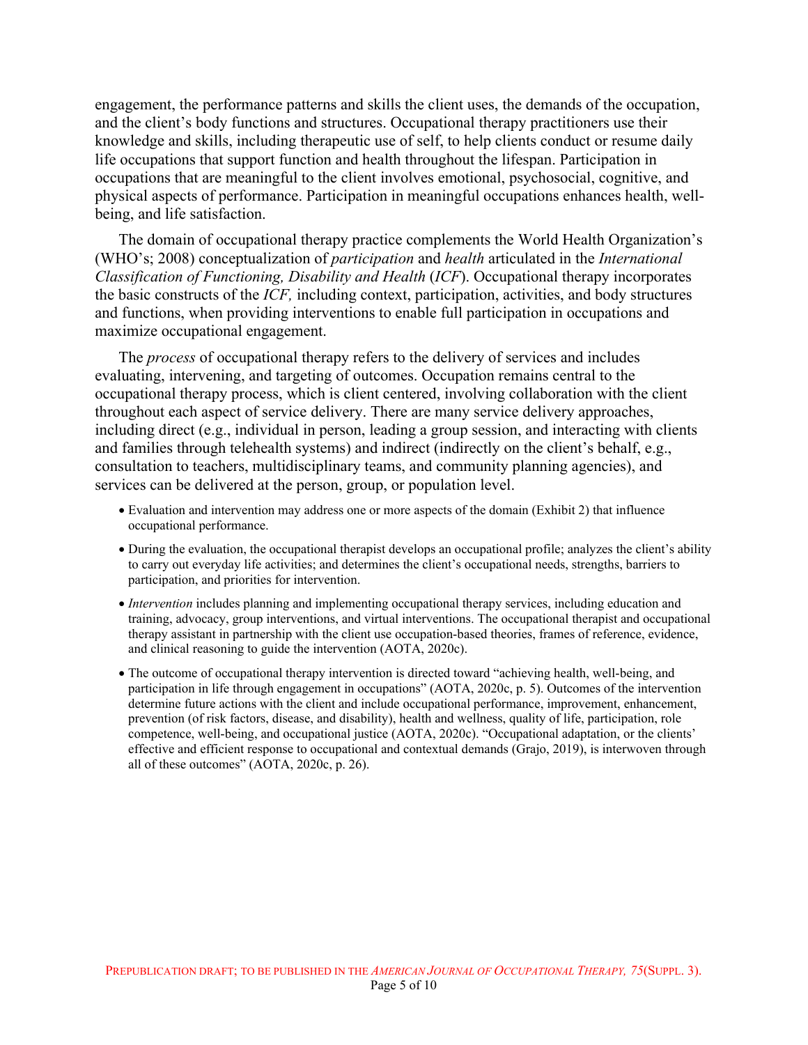engagement, the performance patterns and skills the client uses, the demands of the occupation, and the client's body functions and structures. Occupational therapy practitioners use their knowledge and skills, including therapeutic use of self, to help clients conduct or resume daily life occupations that support function and health throughout the lifespan. Participation in occupations that are meaningful to the client involves emotional, psychosocial, cognitive, and physical aspects of performance. Participation in meaningful occupations enhances health, well-being, and life satisfaction.

The domain of occupational therapy practice complements the World Health Organization's (WHO's; 2008) conceptualization of *participation* and *health* articulated in the *International Classification of Functioning, Disability and Health* (*ICF*). Occupational therapy incorporates the basic constructs of the *ICF,* including context, participation, activities, and body structures and functions, when providing interventions to enable full participation in occupations and maximize occupational engagement.

The *process* of occupational therapy refers to the delivery of services and includes evaluating, intervening, and targeting of outcomes. Occupation remains central to the occupational therapy process, which is client centered, involving collaboration with the client throughout each aspect of service delivery. There are many service delivery approaches, including direct (e.g., individual in person, leading a group session, and interacting with clients and families through telehealth systems) and indirect (indirectly on the client's behalf, e.g., consultation to teachers, multidisciplinary teams, and community planning agencies), and services can be delivered at the person, group, or population level.

- Evaluation and intervention may address one or more aspects of the domain (Exhibit 2) that influence occupational performance.
- During the evaluation, the occupational therapist develops an occupational profile; analyzes the client's ability to carry out everyday life activities; and determines the client's occupational needs, strengths, barriers to participation, and priorities for intervention.
- *Intervention* includes planning and implementing occupational therapy services, including education and training, advocacy, group interventions, and virtual interventions. The occupational therapist and occupational therapy assistant in partnership with the client use occupation-based theories, frames of reference, evidence, and clinical reasoning to guide the intervention (AOTA, 2020c).
- The outcome of occupational therapy intervention is directed toward "achieving health, well-being, and participation in life through engagement in occupations" (AOTA, 2020c, p. 5). Outcomes of the intervention determine future actions with the client and include occupational performance, improvement, enhancement, prevention (of risk factors, disease, and disability), health and wellness, quality of life, participation, role competence, well-being, and occupational justice (AOTA, 2020c). "Occupational adaptation, or the clients' effective and efficient response to occupational and contextual demands (Grajo, 2019), is interwoven through all of these outcomes" (AOTA, 2020c, p. 26).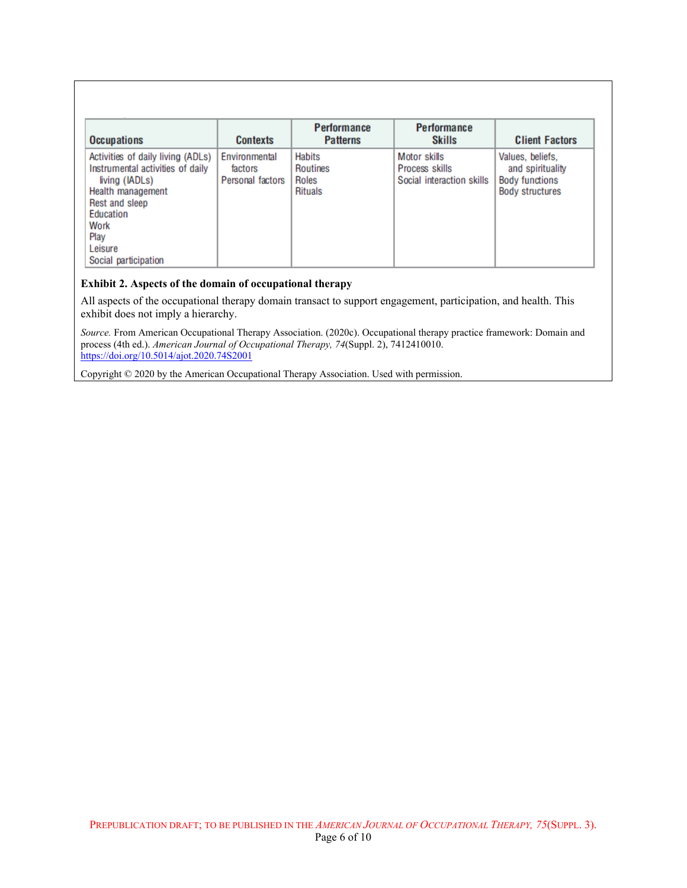| Occupations | Contexts | Performance Patterns | Performance Skills | Client Factors |
|---|---|---|---|---|
| Activities of daily living (ADLs)<br>Instrumental activities of daily living (IADLs)<br>Health management<br>Rest and sleep<br>Education<br>Work<br>Play<br>Leisure<br>Social participation | Environmental factors<br>Personal factors | Habits<br>Routines<br>Roles<br>Rituals | Motor skills<br>Process skills<br>Social interaction skills | Values, beliefs, and spirituality<br>Body functions<br>Body structures |

**Exhibit 2. Aspects of the domain of occupational therapy**

All aspects of the occupational therapy domain transact to support engagement, participation, and health. This exhibit does not imply a hierarchy.

*Source.* From American Occupational Therapy Association. (2020c). Occupational therapy practice framework: Domain and process (4th ed.). *American Journal of Occupational Therapy, 74*(Suppl. 2), 7412410010. https://doi.org/10.5014/ajot.2020.74S2001

Copyright © 2020 by the American Occupational Therapy Association. Used with permission.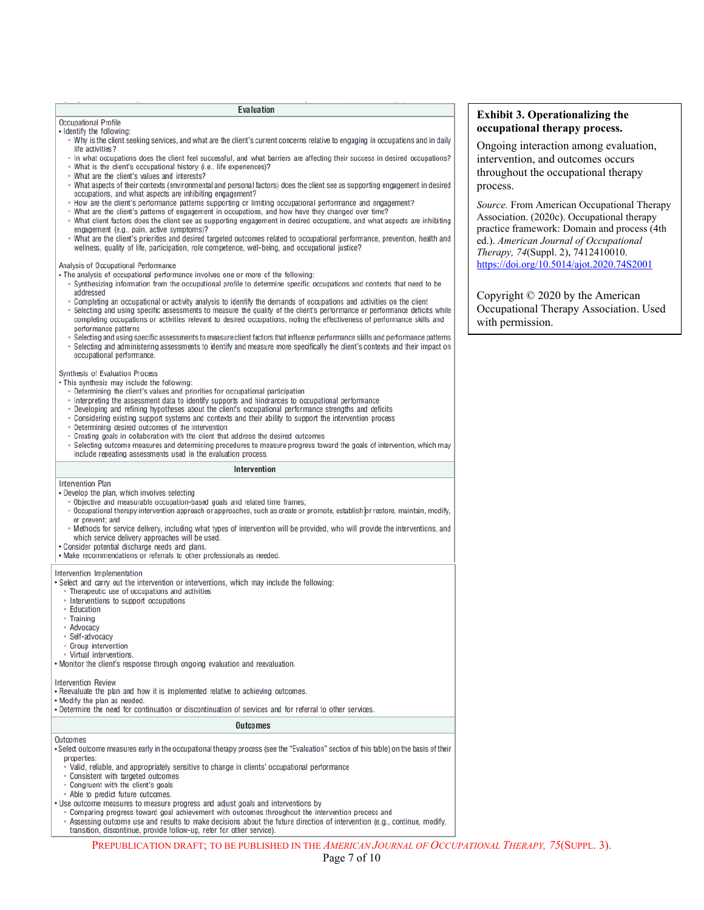**Exhibit 3. Operationalizing the occupational therapy process.**

Ongoing interaction among evaluation, intervention, and outcomes occurs throughout the occupational therapy process.

*Source.* From American Occupational Therapy Association. (2020c). Occupational therapy practice framework: Domain and process (4th ed.). *American Journal of Occupational Therapy, 74*(Suppl. 2), 7412410010. https://doi.org/10.5014/ajot.2020.74S2001

Copyright © 2020 by the American Occupational Therapy Association. Used with permission.

### Evaluation

Occupational Profile

- Identify the following:
  - Why is the client seeking services, and what are the client's current concerns relative to engaging in occupations and in daily life activities?
  - In what occupations does the client feel successful, and what barriers are affecting their success in desired occupations?
  - What is the client's occupational history (i.e., life experiences)?
  - What are the client's values and interests?
  - What aspects of their contexts (environmental and personal factors) does the client see as supporting engagement in desired occupations, and what aspects are inhibiting engagement?
  - How are the client's performance patterns supporting or limiting occupational performance and engagement?
  - What are the client's patterns of engagement in occupations, and how have they changed over time?
  - What client factors does the client see as supporting engagement in desired occupations, and what aspects are inhibiting engagement (e.g., pain, active symptoms)?
  - What are the client's priorities and desired targeted outcomes related to occupational performance, prevention, health and wellness, quality of life, participation, role competence, well-being, and occupational justice?

Analysis of Occupational Performance

- The analysis of occupational performance involves one or more of the following:
  - Synthesizing information from the occupational profile to determine specific occupations and contexts that need to be addressed
  - Completing an occupational or activity analysis to identify the demands of occupations and activities on the client
  - Selecting and using specific assessments to measure the quality of the client's performance or performance deficits while completing occupations or activities relevant to desired occupations, noting the effectiveness of performance skills and performance patterns
  - Selecting and using specific assessments to measure client factors that influence performance skills and performance patterns
  - Selecting and administering assessments to identify and measure more specifically the client's contexts and their impact on occupational performance.

Synthesis of Evaluation Process

- This synthesis may include the following:
  - Determining the client's values and priorities for occupational participation
  - Interpreting the assessment data to identify supports and hindrances to occupational performance
  - Developing and refining hypotheses about the client's occupational performance strengths and deficits
  - Considering existing support systems and contexts and their ability to support the intervention process
  - Determining desired outcomes of the intervention
  - Creating goals in collaboration with the client that address the desired outcomes
  - Selecting outcome measures and determining procedures to measure progress toward the goals of intervention, which may include repeating assessments used in the evaluation process.

### Intervention

Intervention Plan

- Develop the plan, which involves selecting
  - Objective and measurable occupation-based goals and related time frames;
  - Occupational therapy intervention approach or approaches, such as create or promote, establish or restore, maintain, modify, or prevent; and
  - Methods for service delivery, including what types of intervention will be provided, who will provide the interventions, and which service delivery approaches will be used.
- Consider potential discharge needs and plans.
- Make recommendations or referrals to other professionals as needed.

Intervention Implementation

- Select and carry out the intervention or interventions, which may include the following:
  - Therapeutic use of occupations and activities
  - Interventions to support occupations
  - Education
  - Training
  - Advocacy
  - Self-advocacy
  - Group intervention
  - Virtual interventions.
- Monitor the client's response through ongoing evaluation and reevaluation.

Intervention Review

- Reevaluate the plan and how it is implemented relative to achieving outcomes.
- Modify the plan as needed.
- Determine the need for continuation or discontinuation of services and for referral to other services.

### Outcomes

Outcomes

- Select outcome measures early in the occupational therapy process (see the "Evaluation" section of this table) on the basis of their properties:
  - Valid, reliable, and appropriately sensitive to change in clients' occupational performance
  - Consistent with targeted outcomes
  - Congruent with the client's goals
  - Able to predict future outcomes.
- Use outcome measures to measure progress and adjust goals and interventions by
  - Comparing progress toward goal achievement with outcomes throughout the intervention process and
  - Assessing outcome use and results to make decisions about the future direction of intervention (e.g., continue, modify, transition, discontinue, provide follow-up, refer for other service).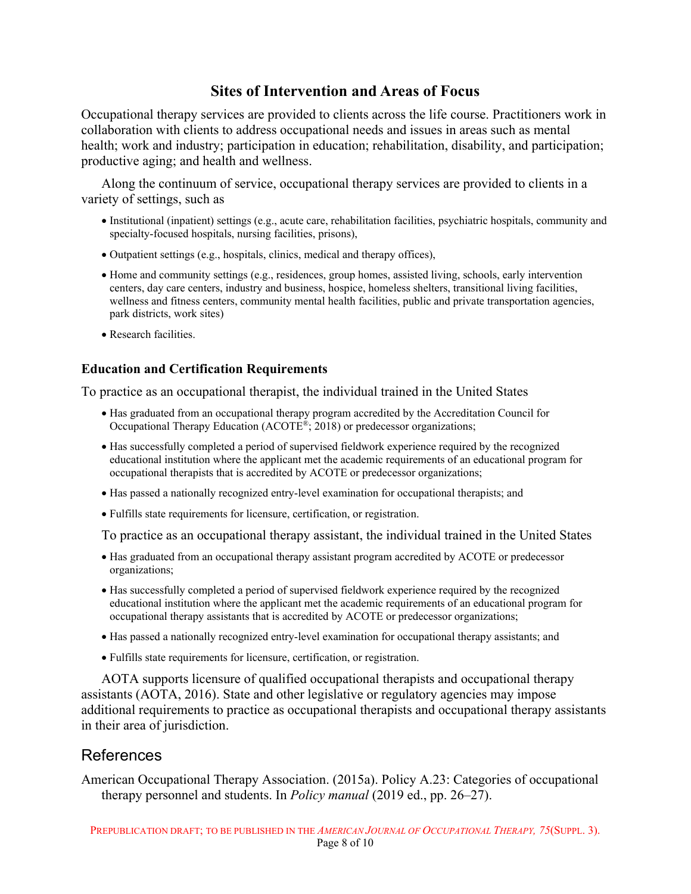## Sites of Intervention and Areas of Focus

Occupational therapy services are provided to clients across the life course. Practitioners work in collaboration with clients to address occupational needs and issues in areas such as mental health; work and industry; participation in education; rehabilitation, disability, and participation; productive aging; and health and wellness.

Along the continuum of service, occupational therapy services are provided to clients in a variety of settings, such as

- Institutional (inpatient) settings (e.g., acute care, rehabilitation facilities, psychiatric hospitals, community and specialty-focused hospitals, nursing facilities, prisons),
- Outpatient settings (e.g., hospitals, clinics, medical and therapy offices),
- Home and community settings (e.g., residences, group homes, assisted living, schools, early intervention centers, day care centers, industry and business, hospice, homeless shelters, transitional living facilities, wellness and fitness centers, community mental health facilities, public and private transportation agencies, park districts, work sites)
- Research facilities.

### Education and Certification Requirements

To practice as an occupational therapist, the individual trained in the United States

- Has graduated from an occupational therapy program accredited by the Accreditation Council for Occupational Therapy Education (ACOTE®; 2018) or predecessor organizations;
- Has successfully completed a period of supervised fieldwork experience required by the recognized educational institution where the applicant met the academic requirements of an educational program for occupational therapists that is accredited by ACOTE or predecessor organizations;
- Has passed a nationally recognized entry-level examination for occupational therapists; and
- Fulfills state requirements for licensure, certification, or registration.

To practice as an occupational therapy assistant, the individual trained in the United States

- Has graduated from an occupational therapy assistant program accredited by ACOTE or predecessor organizations;
- Has successfully completed a period of supervised fieldwork experience required by the recognized educational institution where the applicant met the academic requirements of an educational program for occupational therapy assistants that is accredited by ACOTE or predecessor organizations;
- Has passed a nationally recognized entry-level examination for occupational therapy assistants; and
- Fulfills state requirements for licensure, certification, or registration.

AOTA supports licensure of qualified occupational therapists and occupational therapy assistants (AOTA, 2016). State and other legislative or regulatory agencies may impose additional requirements to practice as occupational therapists and occupational therapy assistants in their area of jurisdiction.

## References

American Occupational Therapy Association. (2015a). Policy A.23: Categories of occupational therapy personnel and students. In *Policy manual* (2019 ed., pp. 26–27).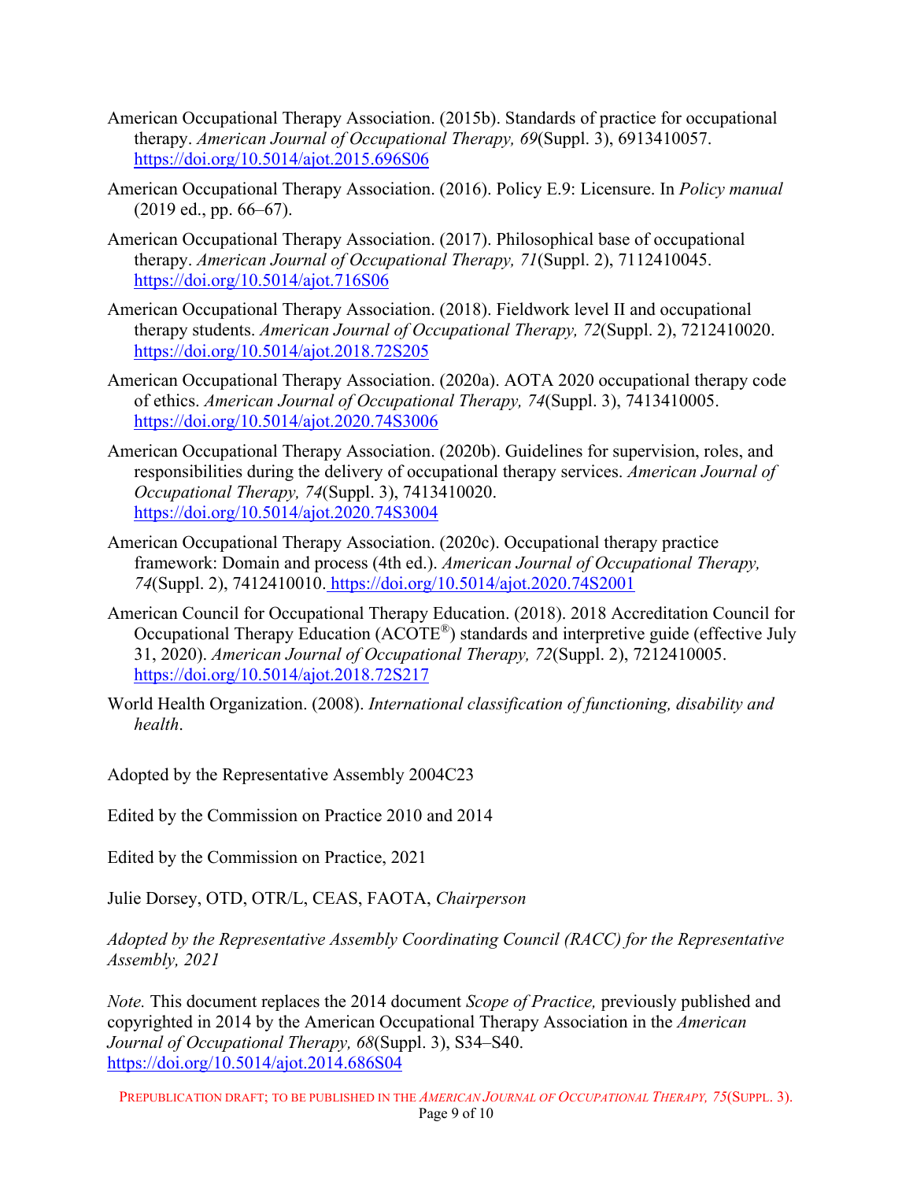American Occupational Therapy Association. (2015b). Standards of practice for occupational therapy. *American Journal of Occupational Therapy, 69*(Suppl. 3), 6913410057. https://doi.org/10.5014/ajot.2015.696S06

American Occupational Therapy Association. (2016). Policy E.9: Licensure. In *Policy manual* (2019 ed., pp. 66–67).

American Occupational Therapy Association. (2017). Philosophical base of occupational therapy. *American Journal of Occupational Therapy, 71*(Suppl. 2), 7112410045. https://doi.org/10.5014/ajot.716S06

American Occupational Therapy Association. (2018). Fieldwork level II and occupational therapy students. *American Journal of Occupational Therapy, 72*(Suppl. 2), 7212410020. https://doi.org/10.5014/ajot.2018.72S205

American Occupational Therapy Association. (2020a). AOTA 2020 occupational therapy code of ethics. *American Journal of Occupational Therapy, 74*(Suppl. 3), 7413410005. https://doi.org/10.5014/ajot.2020.74S3006

American Occupational Therapy Association. (2020b). Guidelines for supervision, roles, and responsibilities during the delivery of occupational therapy services. *American Journal of Occupational Therapy, 74*(Suppl. 3), 7413410020. https://doi.org/10.5014/ajot.2020.74S3004

American Occupational Therapy Association. (2020c). Occupational therapy practice framework: Domain and process (4th ed.). *American Journal of Occupational Therapy, 74*(Suppl. 2), 7412410010. https://doi.org/10.5014/ajot.2020.74S2001

American Council for Occupational Therapy Education. (2018). 2018 Accreditation Council for Occupational Therapy Education (ACOTE®) standards and interpretive guide (effective July 31, 2020). *American Journal of Occupational Therapy, 72*(Suppl. 2), 7212410005. https://doi.org/10.5014/ajot.2018.72S217

World Health Organization. (2008). *International classification of functioning, disability and health*.

Adopted by the Representative Assembly 2004C23

Edited by the Commission on Practice 2010 and 2014

Edited by the Commission on Practice, 2021

Julie Dorsey, OTD, OTR/L, CEAS, FAOTA, *Chairperson*

*Adopted by the Representative Assembly Coordinating Council (RACC) for the Representative Assembly, 2021*

*Note.* This document replaces the 2014 document *Scope of Practice,* previously published and copyrighted in 2014 by the American Occupational Therapy Association in the *American Journal of Occupational Therapy, 68*(Suppl. 3), S34–S40. https://doi.org/10.5014/ajot.2014.686S04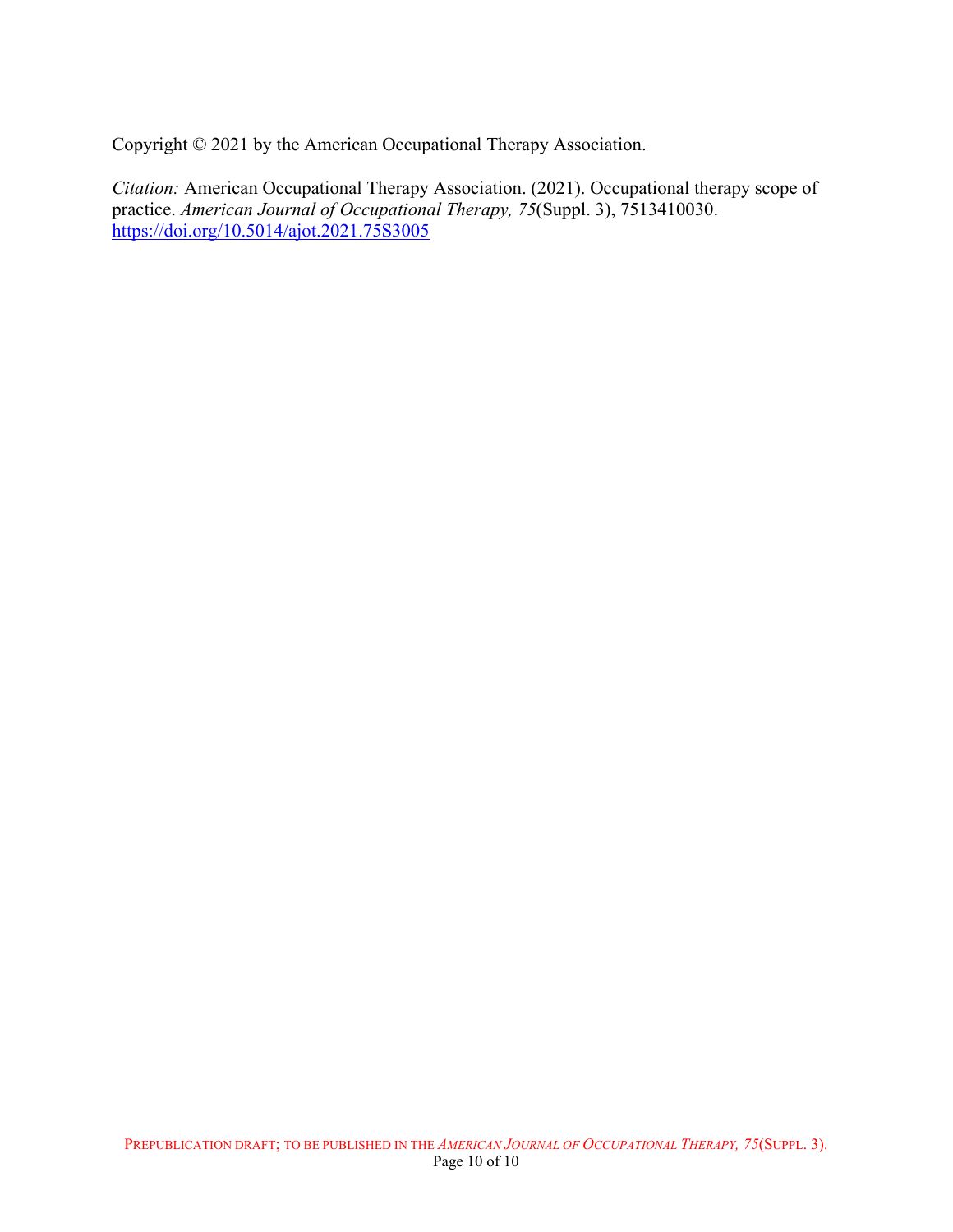Copyright © 2021 by the American Occupational Therapy Association.

*Citation:* American Occupational Therapy Association. (2021). Occupational therapy scope of practice. *American Journal of Occupational Therapy, 75*(Suppl. 3), 7513410030. https://doi.org/10.5014/ajot.2021.75S3005